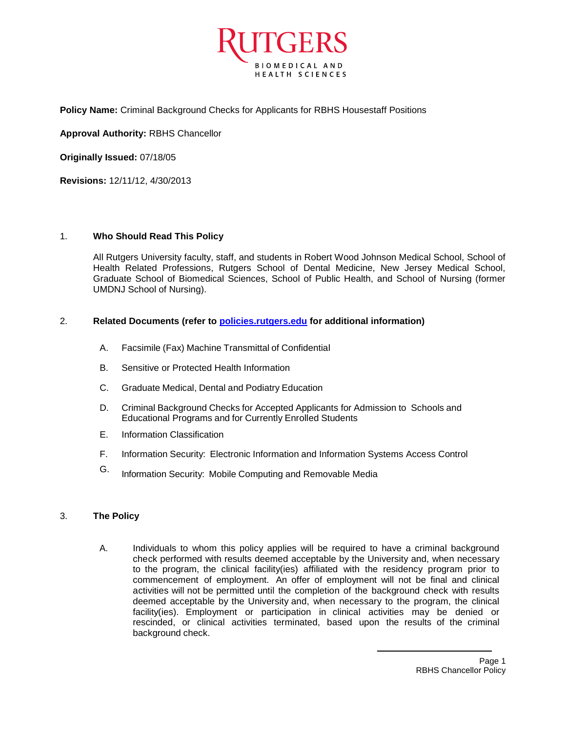RUTGERS
BIOMEDICAL AND HEALTH SCIENCES

**Policy Name:** Criminal Background Checks for Applicants for RBHS Housestaff Positions

**Approval Authority:** RBHS Chancellor

**Originally Issued:** 07/18/05

**Revisions:** 12/11/12, 4/30/2013

## 1. Who Should Read This Policy

All Rutgers University faculty, staff, and students in Robert Wood Johnson Medical School, School of Health Related Professions, Rutgers School of Dental Medicine, New Jersey Medical School, Graduate School of Biomedical Sciences, School of Public Health, and School of Nursing (former UMDNJ School of Nursing).

## 2. Related Documents (refer to [policies.rutgers.edu](http://policies.rutgers.edu) for additional information)

A. Facsimile (Fax) Machine Transmittal of Confidential

B. Sensitive or Protected Health Information

C. Graduate Medical, Dental and Podiatry Education

D. Criminal Background Checks for Accepted Applicants for Admission to Schools and Educational Programs and for Currently Enrolled Students

E. Information Classification

F. Information Security: Electronic Information and Information Systems Access Control

G. Information Security: Mobile Computing and Removable Media

## 3. The Policy

A. Individuals to whom this policy applies will be required to have a criminal background check performed with results deemed acceptable by the University and, when necessary to the program, the clinical facility(ies) affiliated with the residency program prior to commencement of employment. An offer of employment will not be final and clinical activities will not be permitted until the completion of the background check with results deemed acceptable by the University and, when necessary to the program, the clinical facility(ies). Employment or participation in clinical activities may be denied or rescinded, or clinical activities terminated, based upon the results of the criminal background check.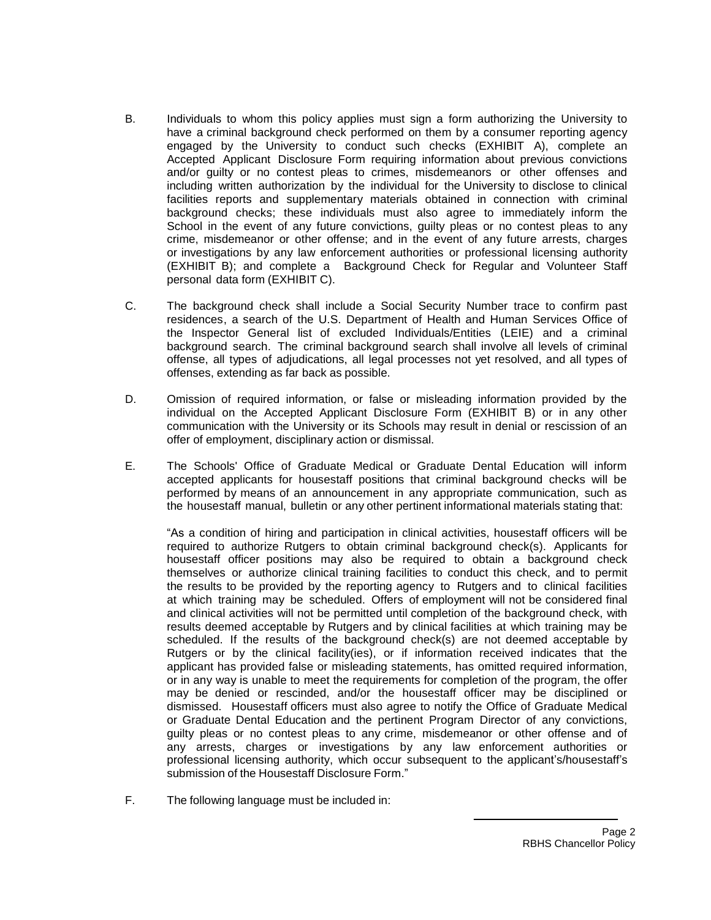B. Individuals to whom this policy applies must sign a form authorizing the University to have a criminal background check performed on them by a consumer reporting agency engaged by the University to conduct such checks (EXHIBIT A), complete an Accepted Applicant Disclosure Form requiring information about previous convictions and/or guilty or no contest pleas to crimes, misdemeanors or other offenses and including written authorization by the individual for the University to disclose to clinical facilities reports and supplementary materials obtained in connection with criminal background checks; these individuals must also agree to immediately inform the School in the event of any future convictions, guilty pleas or no contest pleas to any crime, misdemeanor or other offense; and in the event of any future arrests, charges or investigations by any law enforcement authorities or professional licensing authority (EXHIBIT B); and complete a Background Check for Regular and Volunteer Staff personal data form (EXHIBIT C).

C. The background check shall include a Social Security Number trace to confirm past residences, a search of the U.S. Department of Health and Human Services Office of the Inspector General list of excluded Individuals/Entities (LEIE) and a criminal background search. The criminal background search shall involve all levels of criminal offense, all types of adjudications, all legal processes not yet resolved, and all types of offenses, extending as far back as possible.

D. Omission of required information, or false or misleading information provided by the individual on the Accepted Applicant Disclosure Form (EXHIBIT B) or in any other communication with the University or its Schools may result in denial or rescission of an offer of employment, disciplinary action or dismissal.

E. The Schools' Office of Graduate Medical or Graduate Dental Education will inform accepted applicants for housestaff positions that criminal background checks will be performed by means of an announcement in any appropriate communication, such as the housestaff manual, bulletin or any other pertinent informational materials stating that:

"As a condition of hiring and participation in clinical activities, housestaff officers will be required to authorize Rutgers to obtain criminal background check(s). Applicants for housestaff officer positions may also be required to obtain a background check themselves or authorize clinical training facilities to conduct this check, and to permit the results to be provided by the reporting agency to Rutgers and to clinical facilities at which training may be scheduled. Offers of employment will not be considered final and clinical activities will not be permitted until completion of the background check, with results deemed acceptable by Rutgers and by clinical facilities at which training may be scheduled. If the results of the background check(s) are not deemed acceptable by Rutgers or by the clinical facility(ies), or if information received indicates that the applicant has provided false or misleading statements, has omitted required information, or in any way is unable to meet the requirements for completion of the program, the offer may be denied or rescinded, and/or the housestaff officer may be disciplined or dismissed. Housestaff officers must also agree to notify the Office of Graduate Medical or Graduate Dental Education and the pertinent Program Director of any convictions, guilty pleas or no contest pleas to any crime, misdemeanor or other offense and of any arrests, charges or investigations by any law enforcement authorities or professional licensing authority, which occur subsequent to the applicant's/housestaff's submission of the Housestaff Disclosure Form."

F. The following language must be included in: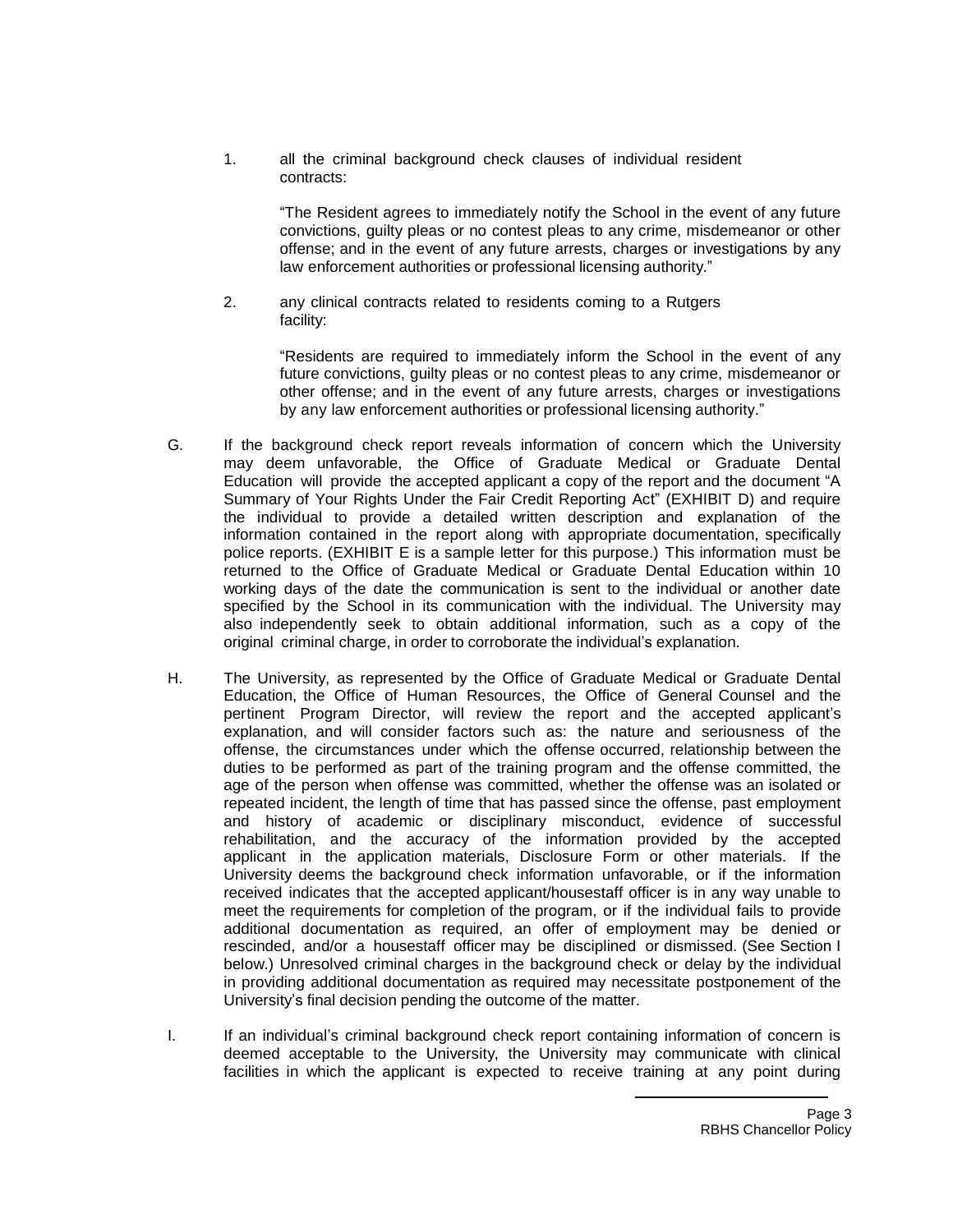1. all the criminal background check clauses of individual resident contracts:

   "The Resident agrees to immediately notify the School in the event of any future convictions, guilty pleas or no contest pleas to any crime, misdemeanor or other offense; and in the event of any future arrests, charges or investigations by any law enforcement authorities or professional licensing authority."

2. any clinical contracts related to residents coming to a Rutgers facility:

   "Residents are required to immediately inform the School in the event of any future convictions, guilty pleas or no contest pleas to any crime, misdemeanor or other offense; and in the event of any future arrests, charges or investigations by any law enforcement authorities or professional licensing authority."

G. If the background check report reveals information of concern which the University may deem unfavorable, the Office of Graduate Medical or Graduate Dental Education will provide the accepted applicant a copy of the report and the document "A Summary of Your Rights Under the Fair Credit Reporting Act" (EXHIBIT D) and require the individual to provide a detailed written description and explanation of the information contained in the report along with appropriate documentation, specifically police reports. (EXHIBIT E is a sample letter for this purpose.) This information must be returned to the Office of Graduate Medical or Graduate Dental Education within 10 working days of the date the communication is sent to the individual or another date specified by the School in its communication with the individual. The University may also independently seek to obtain additional information, such as a copy of the original criminal charge, in order to corroborate the individual's explanation.

H. The University, as represented by the Office of Graduate Medical or Graduate Dental Education, the Office of Human Resources, the Office of General Counsel and the pertinent Program Director, will review the report and the accepted applicant's explanation, and will consider factors such as: the nature and seriousness of the offense, the circumstances under which the offense occurred, relationship between the duties to be performed as part of the training program and the offense committed, the age of the person when offense was committed, whether the offense was an isolated or repeated incident, the length of time that has passed since the offense, past employment and history of academic or disciplinary misconduct, evidence of successful rehabilitation, and the accuracy of the information provided by the accepted applicant in the application materials, Disclosure Form or other materials. If the University deems the background check information unfavorable, or if the information received indicates that the accepted applicant/housestaff officer is in any way unable to meet the requirements for completion of the program, or if the individual fails to provide additional documentation as required, an offer of employment may be denied or rescinded, and/or a housestaff officer may be disciplined or dismissed. (See Section I below.) Unresolved criminal charges in the background check or delay by the individual in providing additional documentation as required may necessitate postponement of the University's final decision pending the outcome of the matter.

I. If an individual's criminal background check report containing information of concern is deemed acceptable to the University, the University may communicate with clinical facilities in which the applicant is expected to receive training at any point during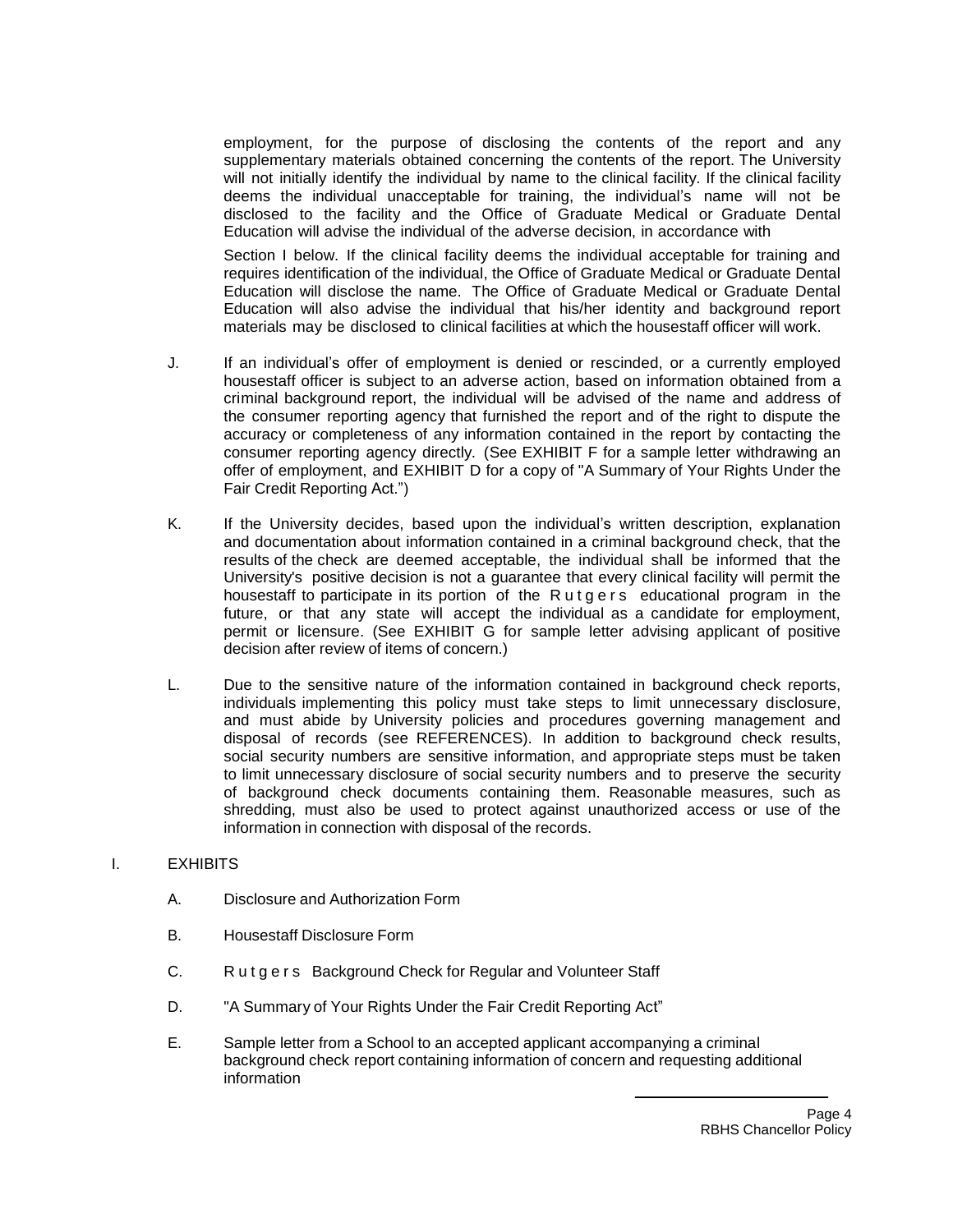employment, for the purpose of disclosing the contents of the report and any supplementary materials obtained concerning the contents of the report. The University will not initially identify the individual by name to the clinical facility. If the clinical facility deems the individual unacceptable for training, the individual's name will not be disclosed to the facility and the Office of Graduate Medical or Graduate Dental Education will advise the individual of the adverse decision, in accordance with

Section I below. If the clinical facility deems the individual acceptable for training and requires identification of the individual, the Office of Graduate Medical or Graduate Dental Education will disclose the name. The Office of Graduate Medical or Graduate Dental Education will also advise the individual that his/her identity and background report materials may be disclosed to clinical facilities at which the housestaff officer will work.

J. If an individual's offer of employment is denied or rescinded, or a currently employed housestaff officer is subject to an adverse action, based on information obtained from a criminal background report, the individual will be advised of the name and address of the consumer reporting agency that furnished the report and of the right to dispute the accuracy or completeness of any information contained in the report by contacting the consumer reporting agency directly. (See EXHIBIT F for a sample letter withdrawing an offer of employment, and EXHIBIT D for a copy of "A Summary of Your Rights Under the Fair Credit Reporting Act.")

K. If the University decides, based upon the individual's written description, explanation and documentation about information contained in a criminal background check, that the results of the check are deemed acceptable, the individual shall be informed that the University's positive decision is not a guarantee that every clinical facility will permit the housestaff to participate in its portion of the Rutgers educational program in the future, or that any state will accept the individual as a candidate for employment, permit or licensure. (See EXHIBIT G for sample letter advising applicant of positive decision after review of items of concern.)

L. Due to the sensitive nature of the information contained in background check reports, individuals implementing this policy must take steps to limit unnecessary disclosure, and must abide by University policies and procedures governing management and disposal of records (see REFERENCES). In addition to background check results, social security numbers are sensitive information, and appropriate steps must be taken to limit unnecessary disclosure of social security numbers and to preserve the security of background check documents containing them. Reasonable measures, such as shredding, must also be used to protect against unauthorized access or use of the information in connection with disposal of the records.

## I. EXHIBITS

A. Disclosure and Authorization Form

B. Housestaff Disclosure Form

C. Rutgers Background Check for Regular and Volunteer Staff

D. "A Summary of Your Rights Under the Fair Credit Reporting Act"

E. Sample letter from a School to an accepted applicant accompanying a criminal background check report containing information of concern and requesting additional information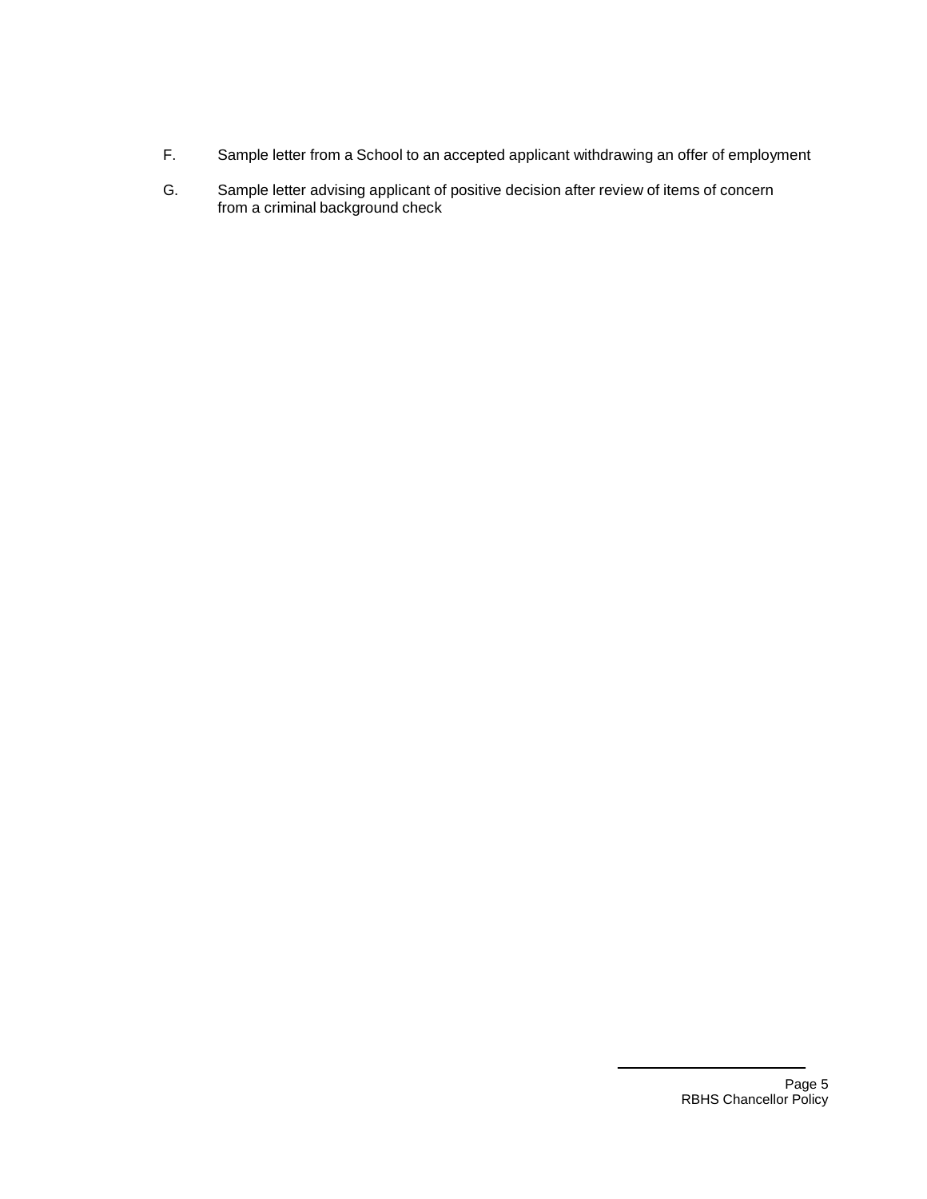F. Sample letter from a School to an accepted applicant withdrawing an offer of employment

G. Sample letter advising applicant of positive decision after review of items of concern from a criminal background check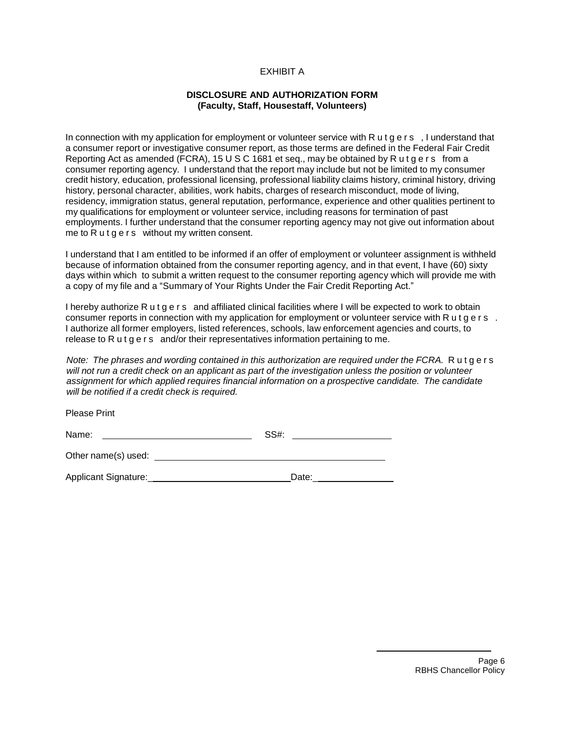EXHIBIT A

**DISCLOSURE AND AUTHORIZATION FORM**
**(Faculty, Staff, Housestaff, Volunteers)**

In connection with my application for employment or volunteer service with R u t g e r s , I understand that a consumer report or investigative consumer report, as those terms are defined in the Federal Fair Credit Reporting Act as amended (FCRA), 15 U S C 1681 et seq., may be obtained by R u t g e r s from a consumer reporting agency. I understand that the report may include but not be limited to my consumer credit history, education, professional licensing, professional liability claims history, criminal history, driving history, personal character, abilities, work habits, charges of research misconduct, mode of living, residency, immigration status, general reputation, performance, experience and other qualities pertinent to my qualifications for employment or volunteer service, including reasons for termination of past employments. I further understand that the consumer reporting agency may not give out information about me to R u t g e r s without my written consent.

I understand that I am entitled to be informed if an offer of employment or volunteer assignment is withheld because of information obtained from the consumer reporting agency, and in that event, I have (60) sixty days within which to submit a written request to the consumer reporting agency which will provide me with a copy of my file and a "Summary of Your Rights Under the Fair Credit Reporting Act."

I hereby authorize R u t g e r s and affiliated clinical facilities where I will be expected to work to obtain consumer reports in connection with my application for employment or volunteer service with R u t g e r s . I authorize all former employers, listed references, schools, law enforcement agencies and courts, to release to R u t g e r s and/or their representatives information pertaining to me.

*Note: The phrases and wording contained in this authorization are required under the FCRA.* R u t g e r s *will not run a credit check on an applicant as part of the investigation unless the position or volunteer assignment for which applied requires financial information on a prospective candidate. The candidate will be notified if a credit check is required.*

Please Print

Name: ______________________________ SS#: ____________________

Other name(s) used: ______________________________________________

Applicant Signature:_____________________________Date:________________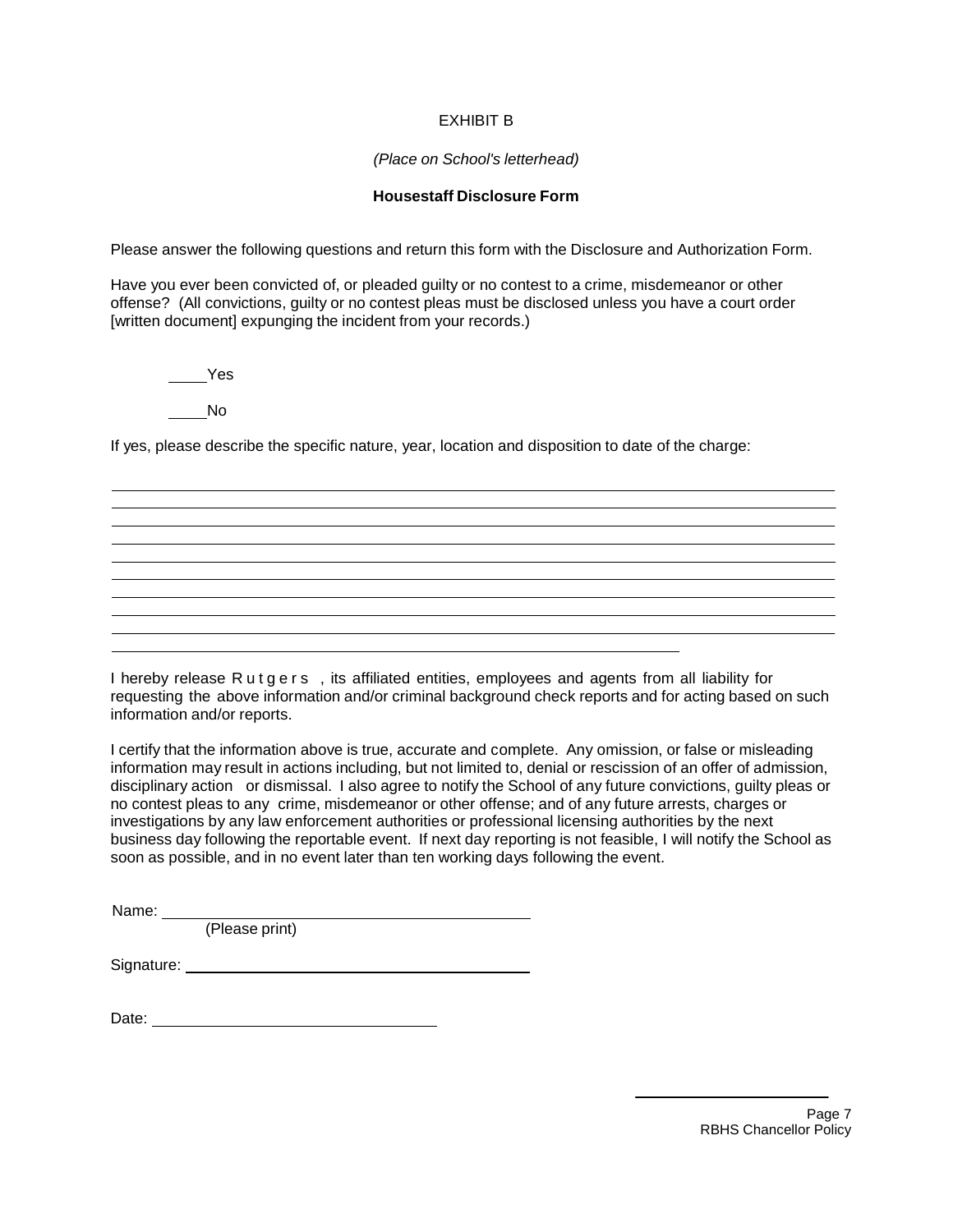EXHIBIT B

*(Place on School's letterhead)*

**Housestaff Disclosure Form**

Please answer the following questions and return this form with the Disclosure and Authorization Form.

Have you ever been convicted of, or pleaded guilty or no contest to a crime, misdemeanor or other offense? (All convictions, guilty or no contest pleas must be disclosed unless you have a court order [written document] expunging the incident from your records.)

_____Yes

_____No

If yes, please describe the specific nature, year, location and disposition to date of the charge:

______________________________________________________________________________
______________________________________________________________________________
______________________________________________________________________________
______________________________________________________________________________
______________________________________________________________________________
______________________________________________________________________________
______________________________________________________________________________
______________________________________________________________________________
______________________________________________________________________________
______________________________________________________________

I hereby release Rutgers, its affiliated entities, employees and agents from all liability for requesting the above information and/or criminal background check reports and for acting based on such information and/or reports.

I certify that the information above is true, accurate and complete. Any omission, or false or misleading information may result in actions including, but not limited to, denial or rescission of an offer of admission, disciplinary action or dismissal. I also agree to notify the School of any future convictions, guilty pleas or no contest pleas to any crime, misdemeanor or other offense; and of any future arrests, charges or investigations by any law enforcement authorities or professional licensing authorities by the next business day following the reportable event. If next day reporting is not feasible, I will notify the School as soon as possible, and in no event later than ten working days following the event.

Name: ________________________________________
(Please print)

Signature: ________________________________________

Date: ______________________________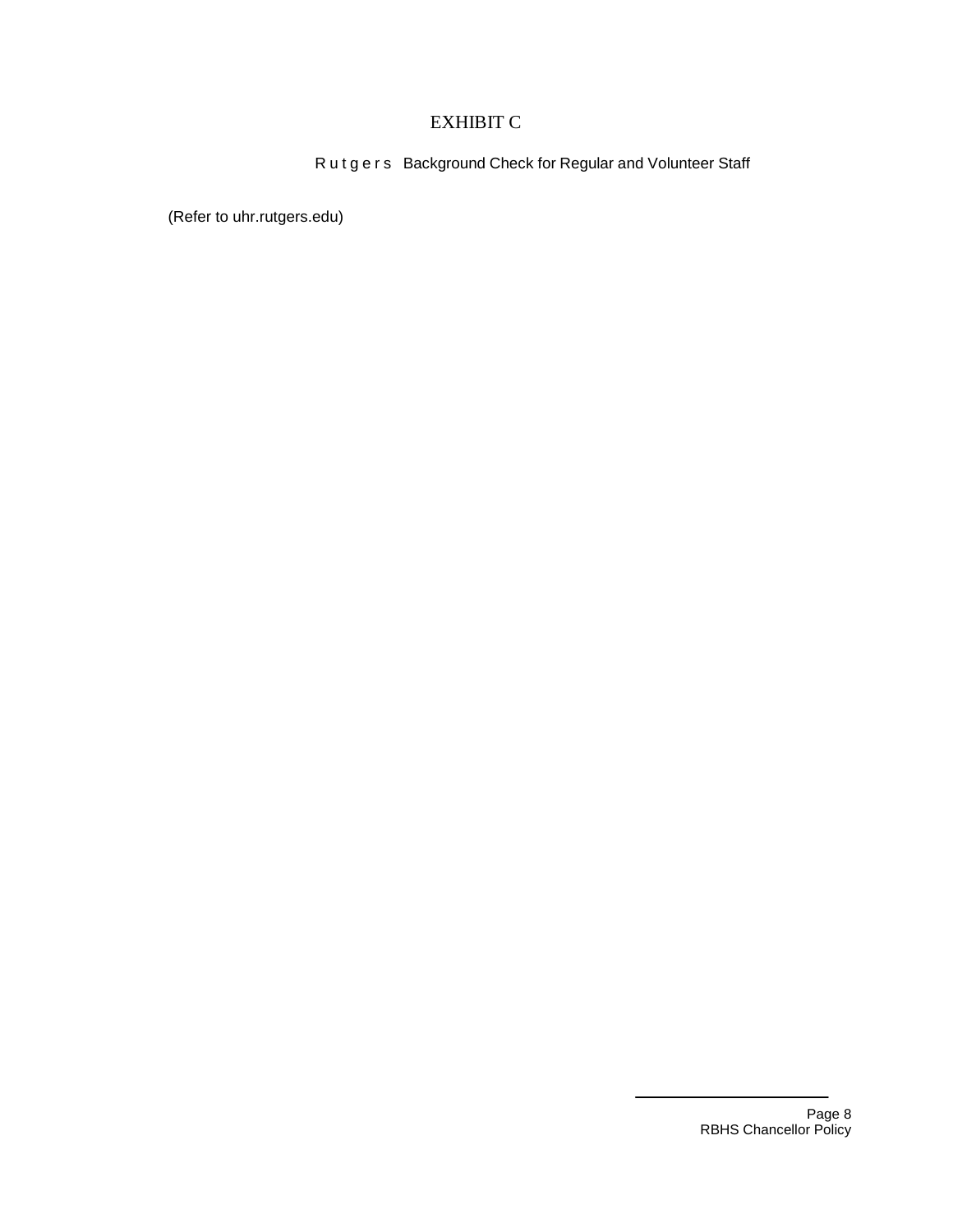# EXHIBIT C

## Rutgers Background Check for Regular and Volunteer Staff

(Refer to uhr.rutgers.edu)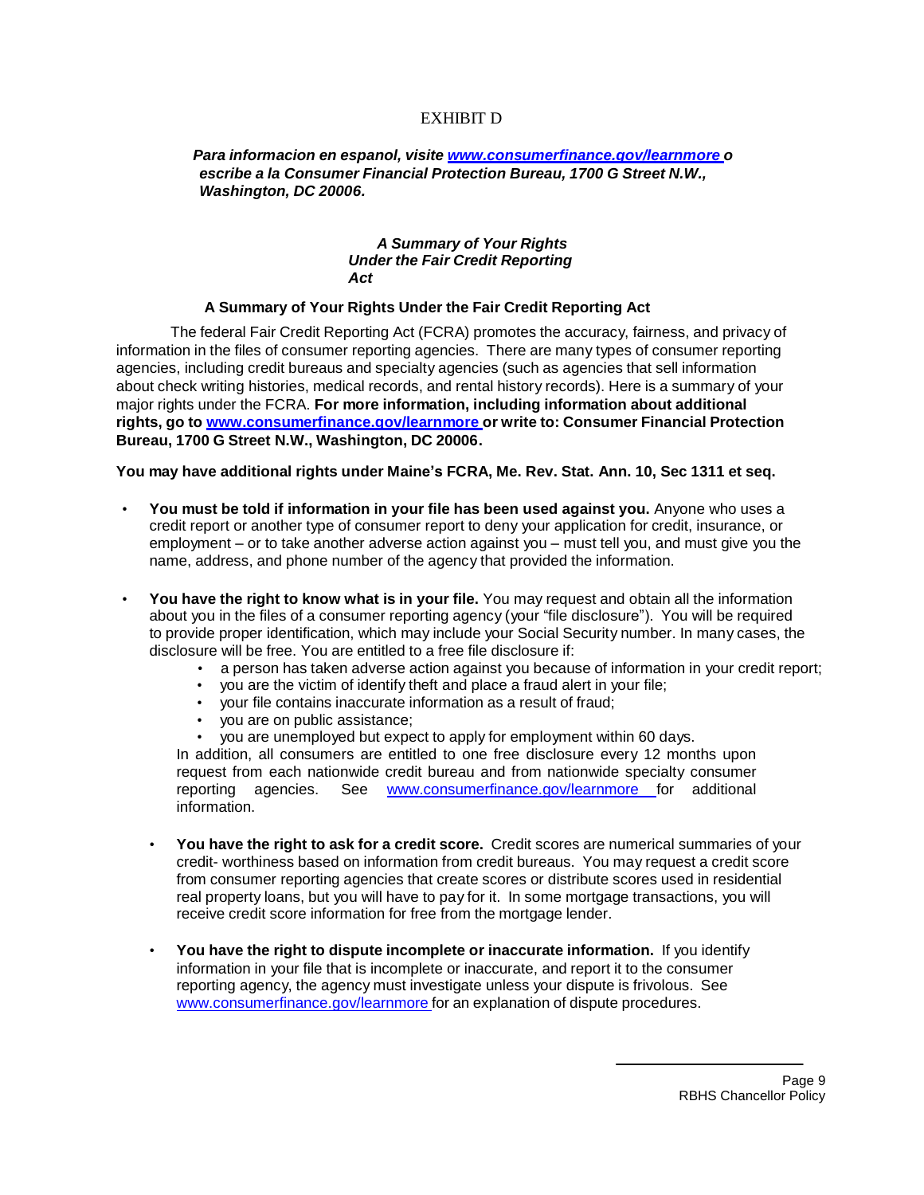EXHIBIT D

***Para informacion en espanol, visite [www.consumerfinance.gov/learnmore](http://www.consumerfinance.gov/learnmore) o escribe a la Consumer Financial Protection Bureau, 1700 G Street N.W., Washington, DC 20006.***

***A Summary of Your Rights Under the Fair Credit Reporting Act***

**A Summary of Your Rights Under the Fair Credit Reporting Act**

The federal Fair Credit Reporting Act (FCRA) promotes the accuracy, fairness, and privacy of information in the files of consumer reporting agencies. There are many types of consumer reporting agencies, including credit bureaus and specialty agencies (such as agencies that sell information about check writing histories, medical records, and rental history records). Here is a summary of your major rights under the FCRA. **For more information, including information about additional rights, go to [www.consumerfinance.gov/learnmore](http://www.consumerfinance.gov/learnmore) or write to: Consumer Financial Protection Bureau, 1700 G Street N.W., Washington, DC 20006.**

**You may have additional rights under Maine's FCRA, Me. Rev. Stat. Ann. 10, Sec 1311 et seq.**

- **You must be told if information in your file has been used against you.** Anyone who uses a credit report or another type of consumer report to deny your application for credit, insurance, or employment – or to take another adverse action against you – must tell you, and must give you the name, address, and phone number of the agency that provided the information.

- **You have the right to know what is in your file.** You may request and obtain all the information about you in the files of a consumer reporting agency (your "file disclosure"). You will be required to provide proper identification, which may include your Social Security number. In many cases, the disclosure will be free. You are entitled to a free file disclosure if:
  - a person has taken adverse action against you because of information in your credit report;
  - you are the victim of identify theft and place a fraud alert in your file;
  - your file contains inaccurate information as a result of fraud;
  - you are on public assistance;
  - you are unemployed but expect to apply for employment within 60 days.

  In addition, all consumers are entitled to one free disclosure every 12 months upon request from each nationwide credit bureau and from nationwide specialty consumer reporting agencies. See [www.consumerfinance.gov/learnmore](http://www.consumerfinance.gov/learnmore) for additional information.

- **You have the right to ask for a credit score.** Credit scores are numerical summaries of your credit- worthiness based on information from credit bureaus. You may request a credit score from consumer reporting agencies that create scores or distribute scores used in residential real property loans, but you will have to pay for it. In some mortgage transactions, you will receive credit score information for free from the mortgage lender.

- **You have the right to dispute incomplete or inaccurate information.** If you identify information in your file that is incomplete or inaccurate, and report it to the consumer reporting agency, the agency must investigate unless your dispute is frivolous. See [www.consumerfinance.gov/learnmore](http://www.consumerfinance.gov/learnmore) for an explanation of dispute procedures.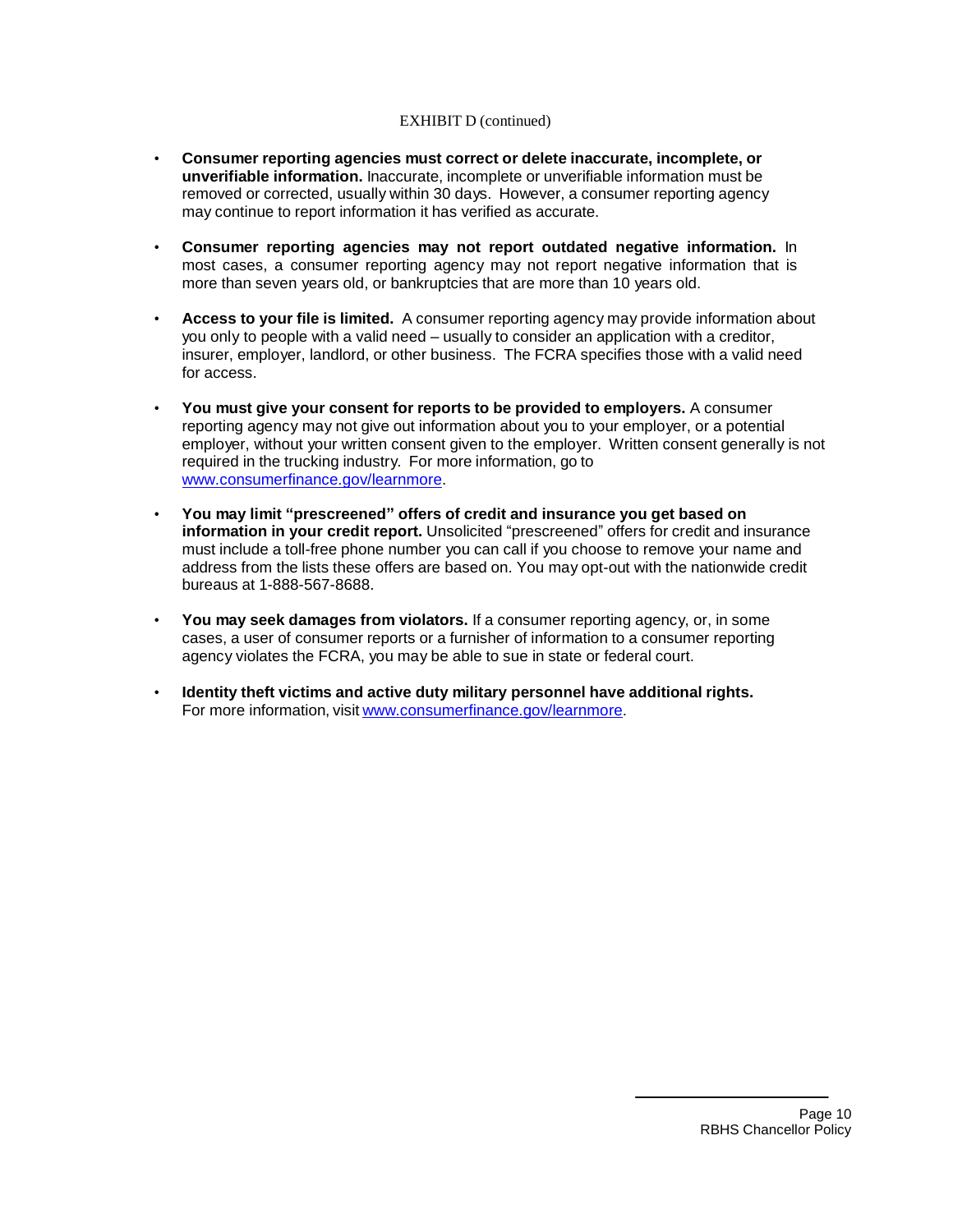EXHIBIT D (continued)

- **Consumer reporting agencies must correct or delete inaccurate, incomplete, or unverifiable information.** Inaccurate, incomplete or unverifiable information must be removed or corrected, usually within 30 days. However, a consumer reporting agency may continue to report information it has verified as accurate.

- **Consumer reporting agencies may not report outdated negative information.** In most cases, a consumer reporting agency may not report negative information that is more than seven years old, or bankruptcies that are more than 10 years old.

- **Access to your file is limited.** A consumer reporting agency may provide information about you only to people with a valid need – usually to consider an application with a creditor, insurer, employer, landlord, or other business. The FCRA specifies those with a valid need for access.

- **You must give your consent for reports to be provided to employers.** A consumer reporting agency may not give out information about you to your employer, or a potential employer, without your written consent given to the employer. Written consent generally is not required in the trucking industry. For more information, go to www.consumerfinance.gov/learnmore.

- **You may limit "prescreened" offers of credit and insurance you get based on information in your credit report.** Unsolicited "prescreened" offers for credit and insurance must include a toll-free phone number you can call if you choose to remove your name and address from the lists these offers are based on. You may opt-out with the nationwide credit bureaus at 1-888-567-8688.

- **You may seek damages from violators.** If a consumer reporting agency, or, in some cases, a user of consumer reports or a furnisher of information to a consumer reporting agency violates the FCRA, you may be able to sue in state or federal court.

- **Identity theft victims and active duty military personnel have additional rights.** For more information, visit www.consumerfinance.gov/learnmore.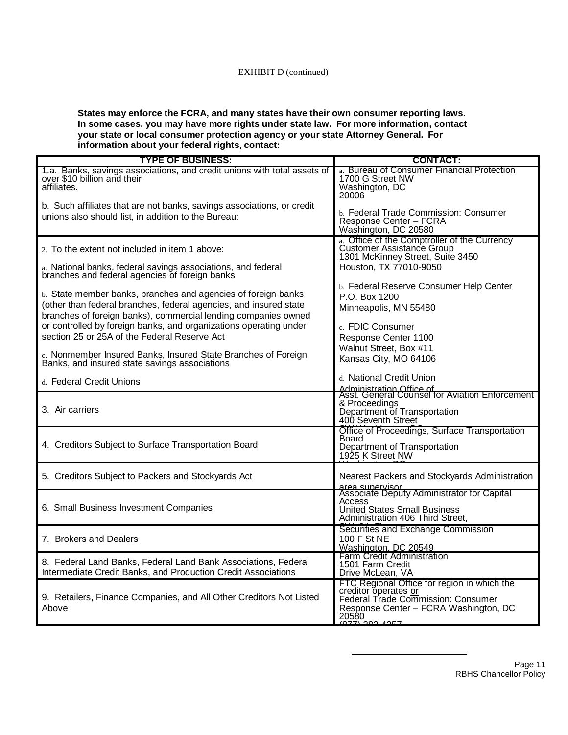EXHIBIT D (continued)

**States may enforce the FCRA, and many states have their own consumer reporting laws. In some cases, you may have more rights under state law. For more information, contact your state or local consumer protection agency or your state Attorney General. For information about your federal rights, contact:**

| TYPE OF BUSINESS: | CONTACT: |
|---|---|
| 1.a. Banks, savings associations, and credit unions with total assets of over $10 billion and their affiliates.<br><br>b. Such affiliates that are not banks, savings associations, or credit unions also should list, in addition to the Bureau: | a. Bureau of Consumer Financial Protection 1700 G Street NW Washington, DC 20006<br><br>b. Federal Trade Commission: Consumer Response Center – FCRA Washington, DC 20580 |
| 2. To the extent not included in item 1 above:<br><br>a. National banks, federal savings associations, and federal branches and federal agencies of foreign banks<br><br>b. State member banks, branches and agencies of foreign banks (other than federal branches, federal agencies, and insured state branches of foreign banks), commercial lending companies owned or controlled by foreign banks, and organizations operating under section 25 or 25A of the Federal Reserve Act<br><br>c. Nonmember Insured Banks, Insured State Branches of Foreign Banks, and insured state savings associations<br><br>d. Federal Credit Unions | a. Office of the Comptroller of the Currency Customer Assistance Group 1301 McKinney Street, Suite 3450 Houston, TX 77010-9050<br><br>b. Federal Reserve Consumer Help Center P.O. Box 1200 Minneapolis, MN 55480<br><br>c. FDIC Consumer Response Center 1100 Walnut Street, Box #11 Kansas City, MO 64106<br><br>d. National Credit Union Administration Office of |
| 3. Air carriers | Asst. General Counsel for Aviation Enforcement & Proceedings Department of Transportation 400 Seventh Street |
| 4. Creditors Subject to Surface Transportation Board | Office of Proceedings, Surface Transportation Board Department of Transportation 1925 K Street NW |
| 5. Creditors Subject to Packers and Stockyards Act | Nearest Packers and Stockyards Administration area supervisor |
| 6. Small Business Investment Companies | Associate Deputy Administrator for Capital Access United States Small Business Administration 406 Third Street, |
| 7. Brokers and Dealers | Securities and Exchange Commission 100 F St NE Washington, DC 20549 |
| 8. Federal Land Banks, Federal Land Bank Associations, Federal Intermediate Credit Banks, and Production Credit Associations | Farm Credit Administration 1501 Farm Credit Drive McLean, VA |
| 9. Retailers, Finance Companies, and All Other Creditors Not Listed Above | FTC Regional Office for region in which the creditor operates or Federal Trade Commission: Consumer Response Center – FCRA Washington, DC 20580 (877) 382-4357 |

RBHS Chancellor Policy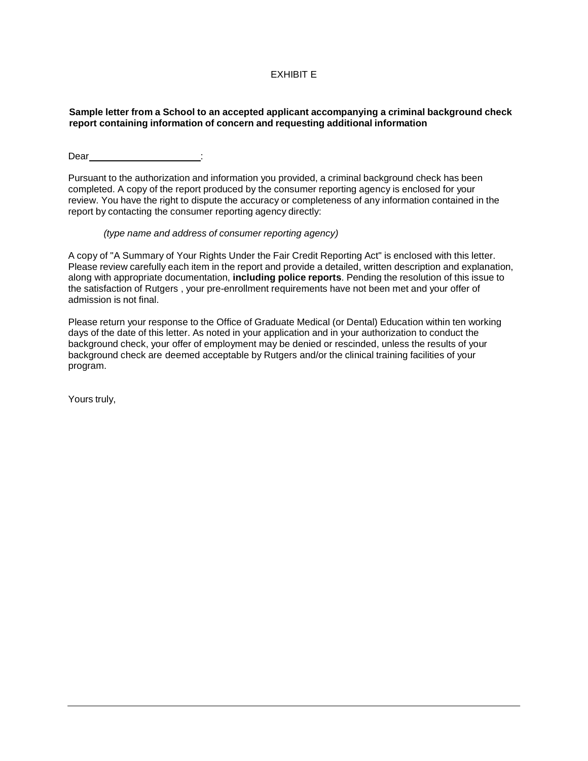EXHIBIT E

**Sample letter from a School to an accepted applicant accompanying a criminal background check report containing information of concern and requesting additional information**

Dear______________________:

Pursuant to the authorization and information you provided, a criminal background check has been completed. A copy of the report produced by the consumer reporting agency is enclosed for your review. You have the right to dispute the accuracy or completeness of any information contained in the report by contacting the consumer reporting agency directly:

*(type name and address of consumer reporting agency)*

A copy of "A Summary of Your Rights Under the Fair Credit Reporting Act" is enclosed with this letter. Please review carefully each item in the report and provide a detailed, written description and explanation, along with appropriate documentation, **including police reports**. Pending the resolution of this issue to the satisfaction of Rutgers , your pre-enrollment requirements have not been met and your offer of admission is not final.

Please return your response to the Office of Graduate Medical (or Dental) Education within ten working days of the date of this letter. As noted in your application and in your authorization to conduct the background check, your offer of employment may be denied or rescinded, unless the results of your background check are deemed acceptable by Rutgers and/or the clinical training facilities of your program.

Yours truly,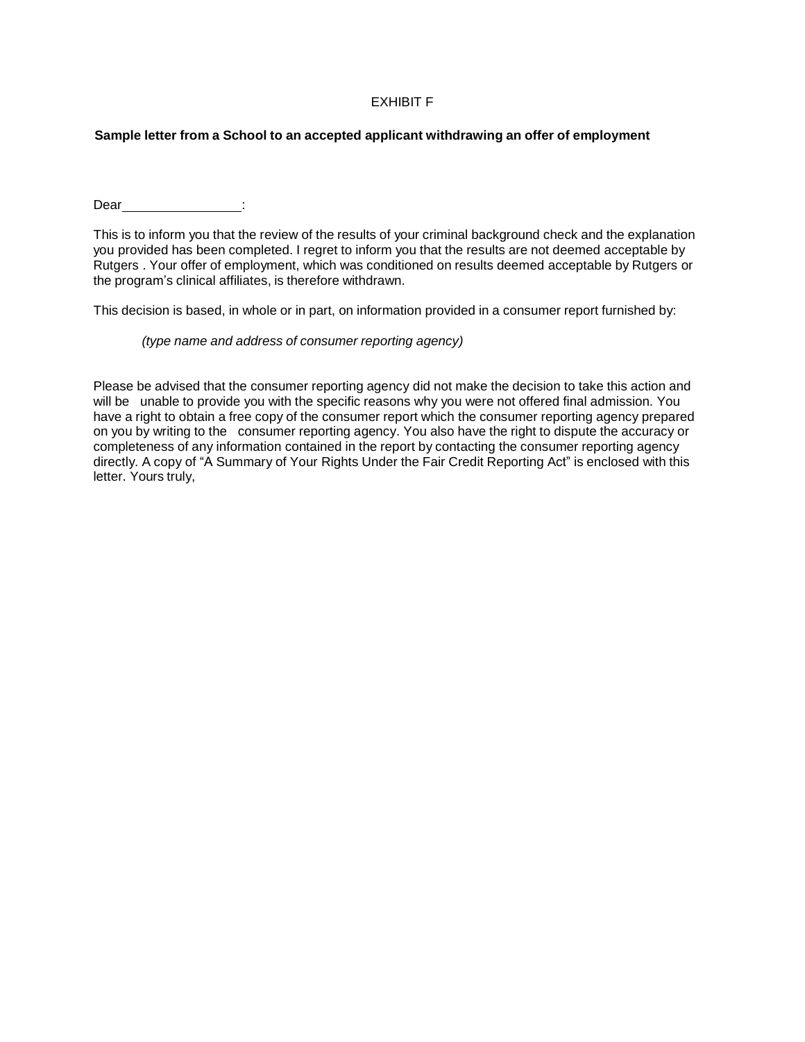EXHIBIT F

**Sample letter from a School to an accepted applicant withdrawing an offer of employment**

Dear________________:

This is to inform you that the review of the results of your criminal background check and the explanation you provided has been completed. I regret to inform you that the results are not deemed acceptable by Rutgers . Your offer of employment, which was conditioned on results deemed acceptable by Rutgers or the program's clinical affiliates, is therefore withdrawn.

This decision is based, in whole or in part, on information provided in a consumer report furnished by:

*(type name and address of consumer reporting agency)*

Please be advised that the consumer reporting agency did not make the decision to take this action and will be unable to provide you with the specific reasons why you were not offered final admission. You have a right to obtain a free copy of the consumer report which the consumer reporting agency prepared on you by writing to the consumer reporting agency. You also have the right to dispute the accuracy or completeness of any information contained in the report by contacting the consumer reporting agency directly. A copy of "A Summary of Your Rights Under the Fair Credit Reporting Act" is enclosed with this letter. Yours truly,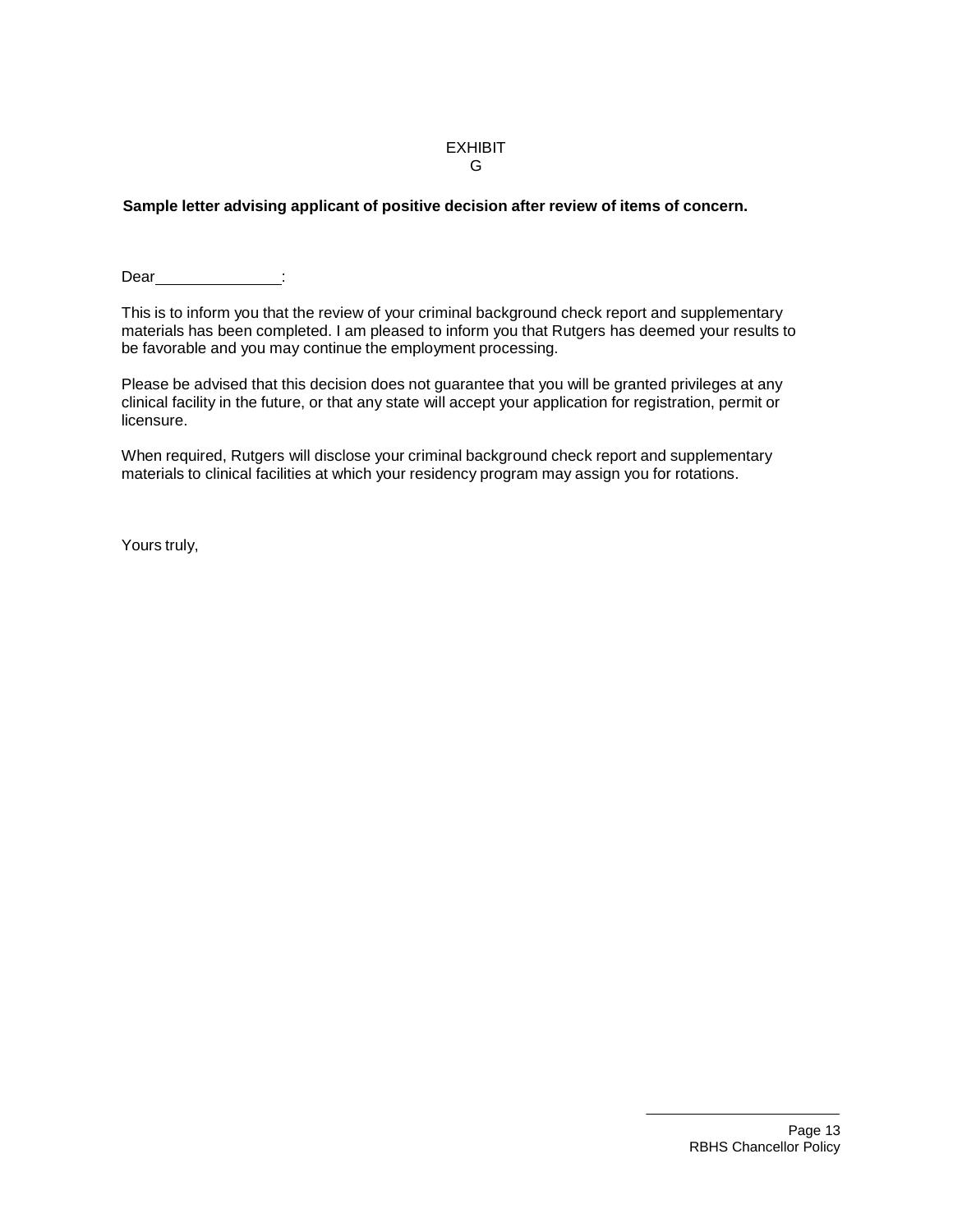EXHIBIT G

**Sample letter advising applicant of positive decision after review of items of concern.**

Dear_______________:

This is to inform you that the review of your criminal background check report and supplementary materials has been completed. I am pleased to inform you that Rutgers has deemed your results to be favorable and you may continue the employment processing.

Please be advised that this decision does not guarantee that you will be granted privileges at any clinical facility in the future, or that any state will accept your application for registration, permit or licensure.

When required, Rutgers will disclose your criminal background check report and supplementary materials to clinical facilities at which your residency program may assign you for rotations.

Yours truly,